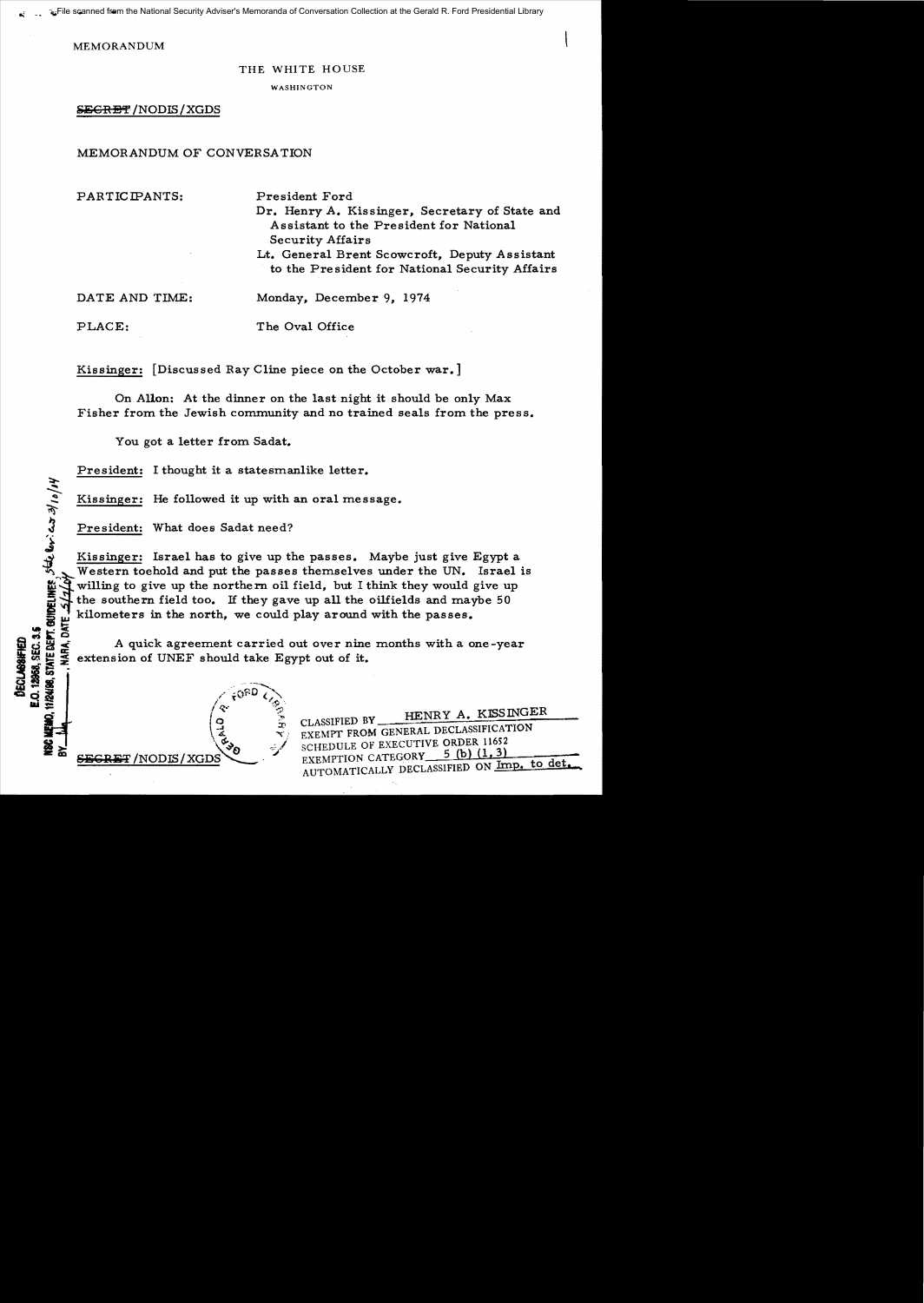File scanned from the National Security Adviser's Memoranda of Conversation Collection at the Gerald R. Ford Presidential Library

MEMORANDUM

THE WHITE HOUSE

WASHINGTON

~~SECRET~~/NODIS/XGDS

MEMORANDUM OF CONVERSATION

PARTICIPANTS: President Ford
Dr. Henry A. Kissinger, Secretary of State and Assistant to the President for National Security Affairs
Lt. General Brent Scowcroft, Deputy Assistant to the President for National Security Affairs

DATE AND TIME: Monday, December 9, 1974

PLACE: The Oval Office

Kissinger: [Discussed Ray Cline piece on the October war.]

On Allon: At the dinner on the last night it should be only Max Fisher from the Jewish community and no trained seals from the press.

You got a letter from Sadat.

President: I thought it a statesmanlike letter.

Kissinger: He followed it up with an oral message.

President: What does Sadat need?

Kissinger: Israel has to give up the passes. Maybe just give Egypt a Western toehold and put the passes themselves under the UN. Israel is willing to give up the northern oil field, but I think they would give up the southern field too. If they gave up all the oilfields and maybe 50 kilometers in the north, we could play around with the passes.

A quick agreement carried out over nine months with a one-year extension of UNEF should take Egypt out of it.

DECLASSIFIED
E.O. 12958, SEC. 3.5
NSC MEMO, 11/24/98, STATE DEPT. GUIDELINES State Rev. 3/10/04
BY ___ NARA, DATE 5/4/04

~~SECRET~~/NODIS/XGDS

CLASSIFIED BY HENRY A. KISSINGER
EXEMPT FROM GENERAL DECLASSIFICATION SCHEDULE OF EXECUTIVE ORDER 11652
EXEMPTION CATEGORY 5 (b) (1, 3)
AUTOMATICALLY DECLASSIFIED ON Imp. to det.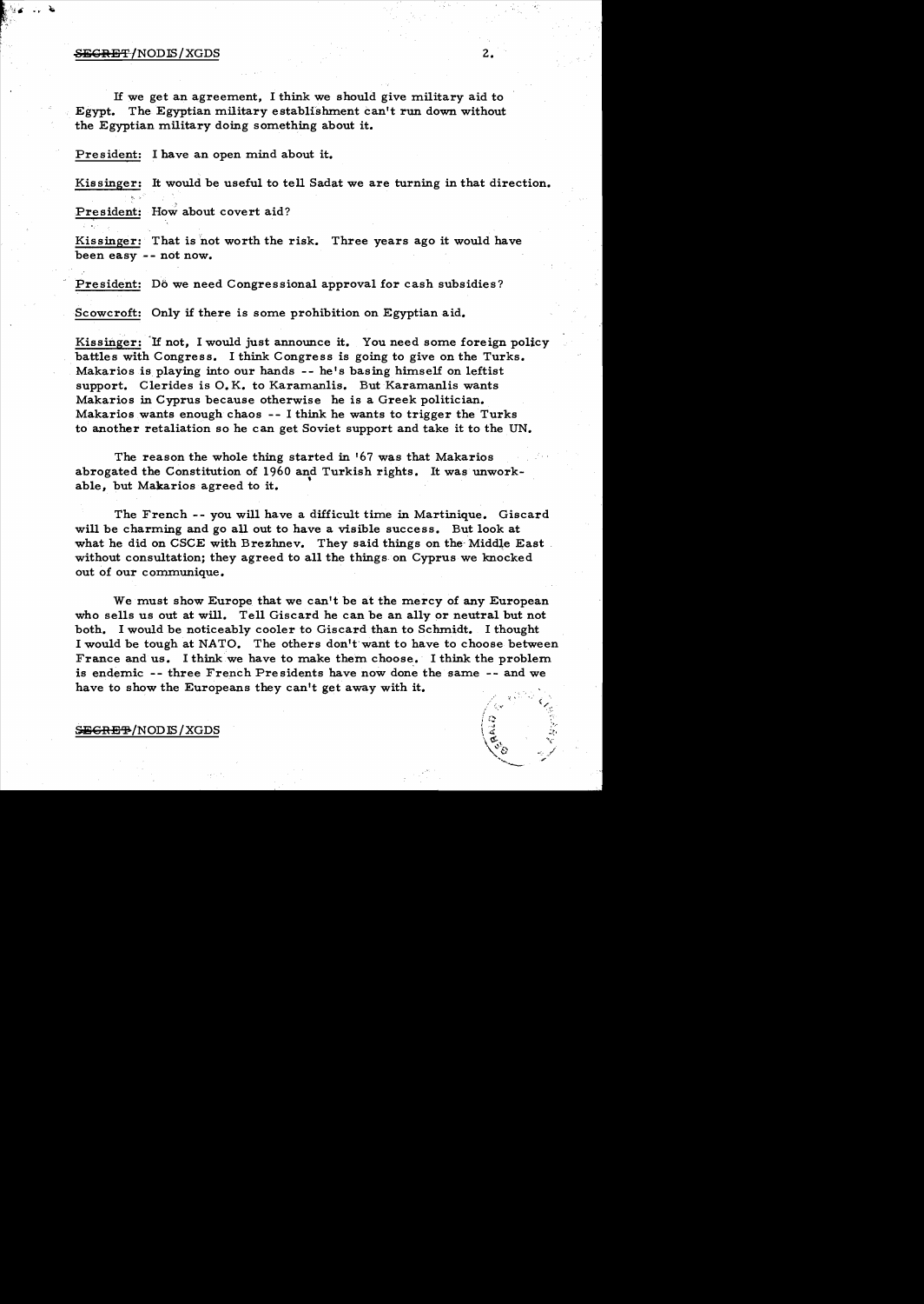If we get an agreement, I think we should give military aid to Egypt. The Egyptian military establishment can't run down without the Egyptian military doing something about it.

President: I have an open mind about it.

Kissinger: It would be useful to tell Sadat we are turning in that direction.

President: How about covert aid?

Kissinger: That is not worth the risk. Three years ago it would have been easy -- not now.

President: Do we need Congressional approval for cash subsidies?

Scowcroft: Only if there is some prohibition on Egyptian aid.

Kissinger: If not, I would just announce it. You need some foreign policy battles with Congress. I think Congress is going to give on the Turks. Makarios is playing into our hands -- he's basing himself on leftist support. Clerides is O.K. to Karamanlis. But Karamanlis wants Makarios in Cyprus because otherwise he is a Greek politician. Makarios wants enough chaos -- I think he wants to trigger the Turks to another retaliation so he can get Soviet support and take it to the UN.

The reason the whole thing started in '67 was that Makarios abrogated the Constitution of 1960 and Turkish rights. It was unworkable, but Makarios agreed to it.

The French -- you will have a difficult time in Martinique. Giscard will be charming and go all out to have a visible success. But look at what he did on CSCE with Brezhnev. They said things on the Middle East without consultation; they agreed to all the things on Cyprus we knocked out of our communique.

We must show Europe that we can't be at the mercy of any European who sells us out at will. Tell Giscard he can be an ally or neutral but not both. I would be noticeably cooler to Giscard than to Schmidt. I thought I would be tough at NATO. The others don't want to have to choose between France and us. I think we have to make them choose. I think the problem is endemic -- three French Presidents have now done the same -- and we have to show the Europeans they can't get away with it.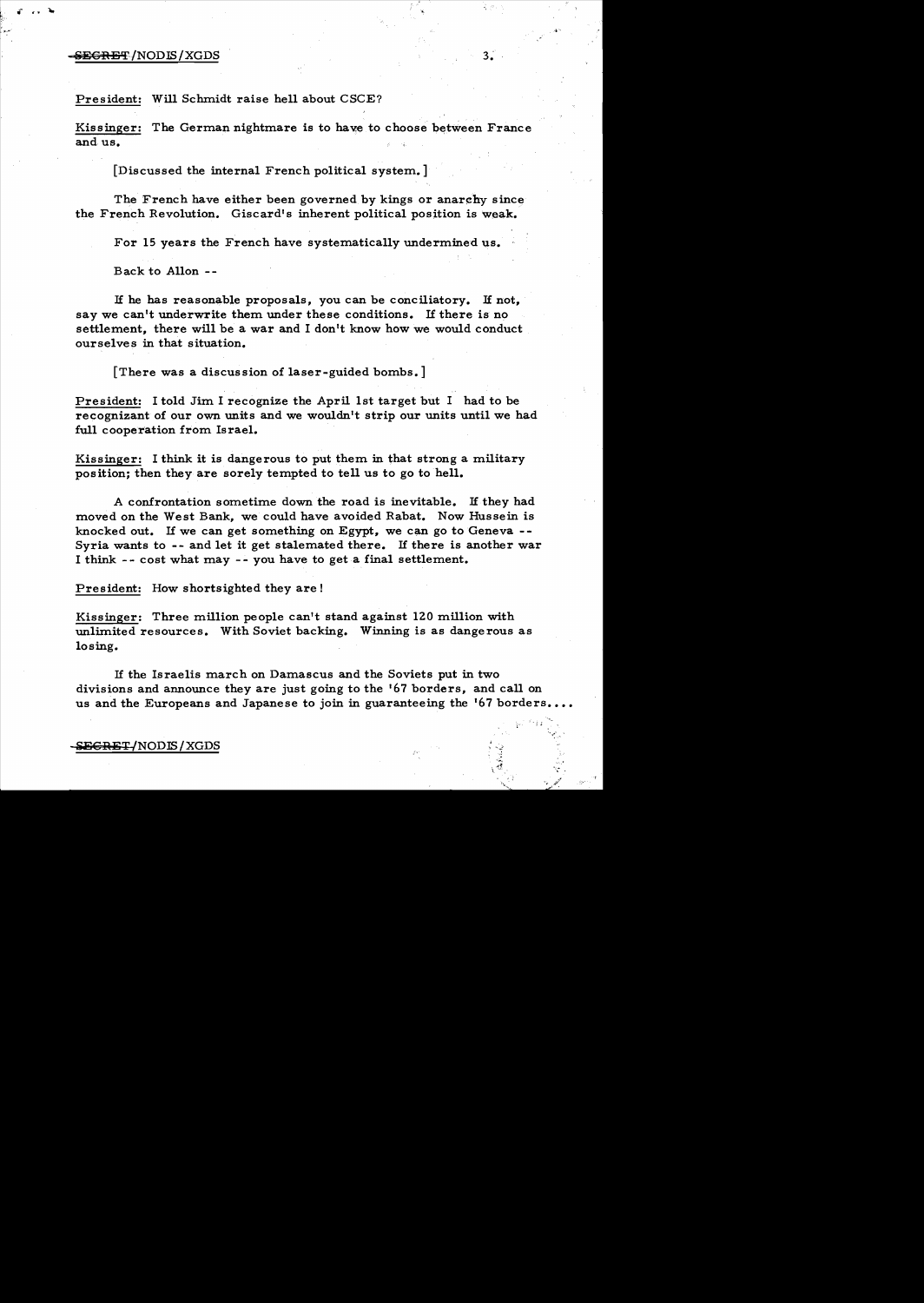President: Will Schmidt raise hell about CSCE?

Kissinger: The German nightmare is to have to choose between France and us.

[Discussed the internal French political system.]

The French have either been governed by kings or anarchy since the French Revolution. Giscard's inherent political position is weak.

For 15 years the French have systematically undermined us.

Back to Allon --

If he has reasonable proposals, you can be conciliatory. If not, say we can't underwrite them under these conditions. If there is no settlement, there will be a war and I don't know how we would conduct ourselves in that situation.

[There was a discussion of laser-guided bombs.]

President: I told Jim I recognize the April 1st target but I had to be recognizant of our own units and we wouldn't strip our units until we had full cooperation from Israel.

Kissinger: I think it is dangerous to put them in that strong a military position; then they are sorely tempted to tell us to go to hell.

A confrontation sometime down the road is inevitable. If they had moved on the West Bank, we could have avoided Rabat. Now Hussein is knocked out. If we can get something on Egypt, we can go to Geneva -- Syria wants to -- and let it get stalemated there. If there is another war I think -- cost what may -- you have to get a final settlement.

President: How shortsighted they are!

Kissinger: Three million people can't stand against 120 million with unlimited resources. With Soviet backing. Winning is as dangerous as losing.

If the Israelis march on Damascus and the Soviets put in two divisions and announce they are just going to the '67 borders, and call on us and the Europeans and Japanese to join in guaranteeing the '67 borders....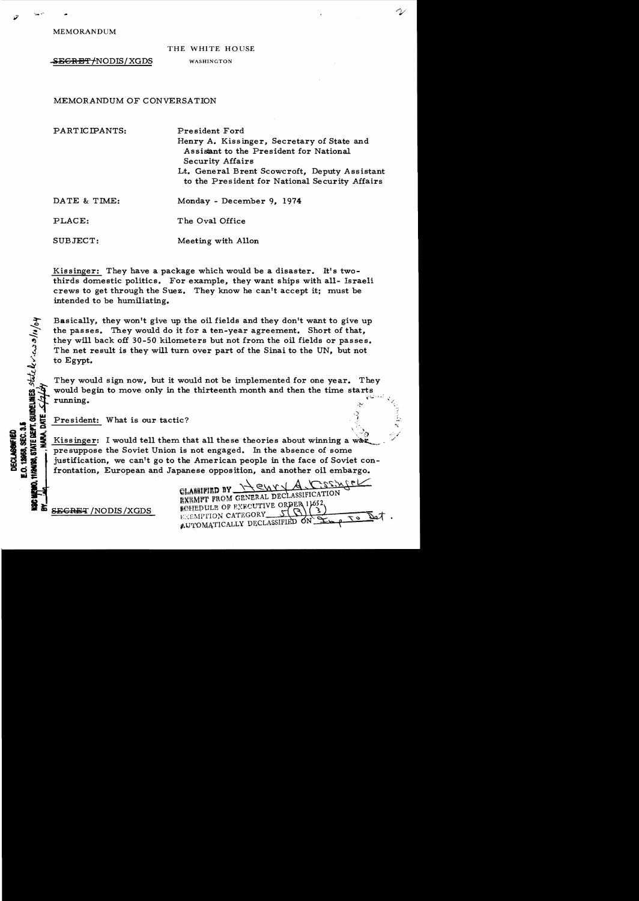MEMORANDUM

THE WHITE HOUSE

~~SECRET~~/NODIS/XGDS

WASHINGTON

MEMORANDUM OF CONVERSATION

| | |
|---|---|
| PARTICIPANTS: | President Ford<br>Henry A. Kissinger, Secretary of State and Assistant to the President for National Security Affairs<br>Lt. General Brent Scowcroft, Deputy Assistant to the President for National Security Affairs |
| DATE & TIME: | Monday - December 9, 1974 |
| PLACE: | The Oval Office |
| SUBJECT: | Meeting with Allon |

Kissinger: They have a package which would be a disaster. It's two-thirds domestic politics. For example, they want ships with all- Israeli crews to get through the Suez. They know he can't accept it; must be intended to be humiliating.

Basically, they won't give up the oil fields and they don't want to give up the passes. They would do it for a ten-year agreement. Short of that, they will back off 30-50 kilometers but not from the oil fields or passes. The net result is they will turn over part of the Sinai to the UN, but not to Egypt.

They would sign now, but it would not be implemented for one year. They would begin to move only in the thirteenth month and then the time starts running.

President: What is our tactic?

Kissinger: I would tell them that all these theories about winning a war presuppose the Soviet Union is not engaged. In the absence of some justification, we can't go to the American people in the face of Soviet confrontation, European and Japanese opposition, and another oil embargo.

DECLASSIFIED
E.O. 12958, SEC. 3.5
NSC MEMO, 11/24/98, STATE DEPT. GUIDELINES State Review 3/11/04
BY ___, NARA, DATE 5/4/04

CLASSIFIED BY Henry A. Kissinger
EXEMPT FROM GENERAL DECLASSIFICATION
SCHEDULE OF EXECUTIVE ORDER 11652
EXEMPTION CATEGORY 5(B) (3)
AUTOMATICALLY DECLASSIFIED ON Imp to Det.

~~SECRET~~/NODIS/XGDS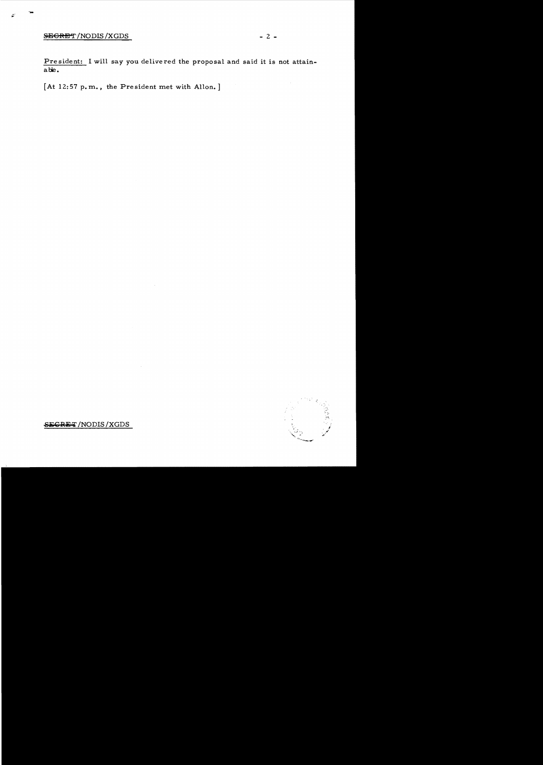President: I will say you delivered the proposal and said it is not attainable.

[At 12:57 p.m., the President met with Allon.]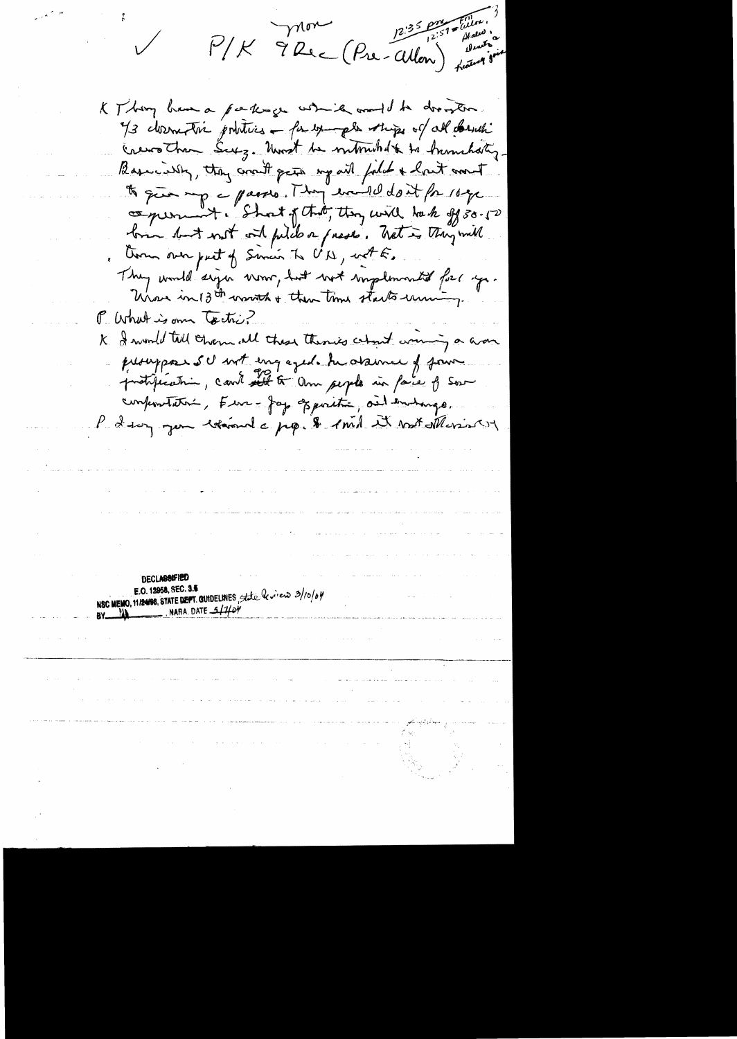✓ P/K 9 Dec (Pre-Allon) Mon 12:35 pm / 12:51 = Allon, Aldus, Dinitz, Keating join

K They have a package which would be disaster. 1/3 domestic politics – for example stupid all Israeli crews than Suez. Must be introduced immediately. Basically, they won't give up oil fields & but want to give up a passes. They would do it for 10 yr experiment. Short of that, they will back off 30-50 km but not oil fields or passes. What is they will turn over part of Sinai to UN, not E.

They would sign now, but not implemented for 1 yr. Move in 13th month & then time starts running.

P What is our tactic?

K I would tell them all these theories about winning a war presuppose SU not engaged. In absence of some justification, can't sell to Am people in face of Sov confrontation, Euro-Jap opposition, oil embargo.

P I say you claimed a prop. & said it not. Meaning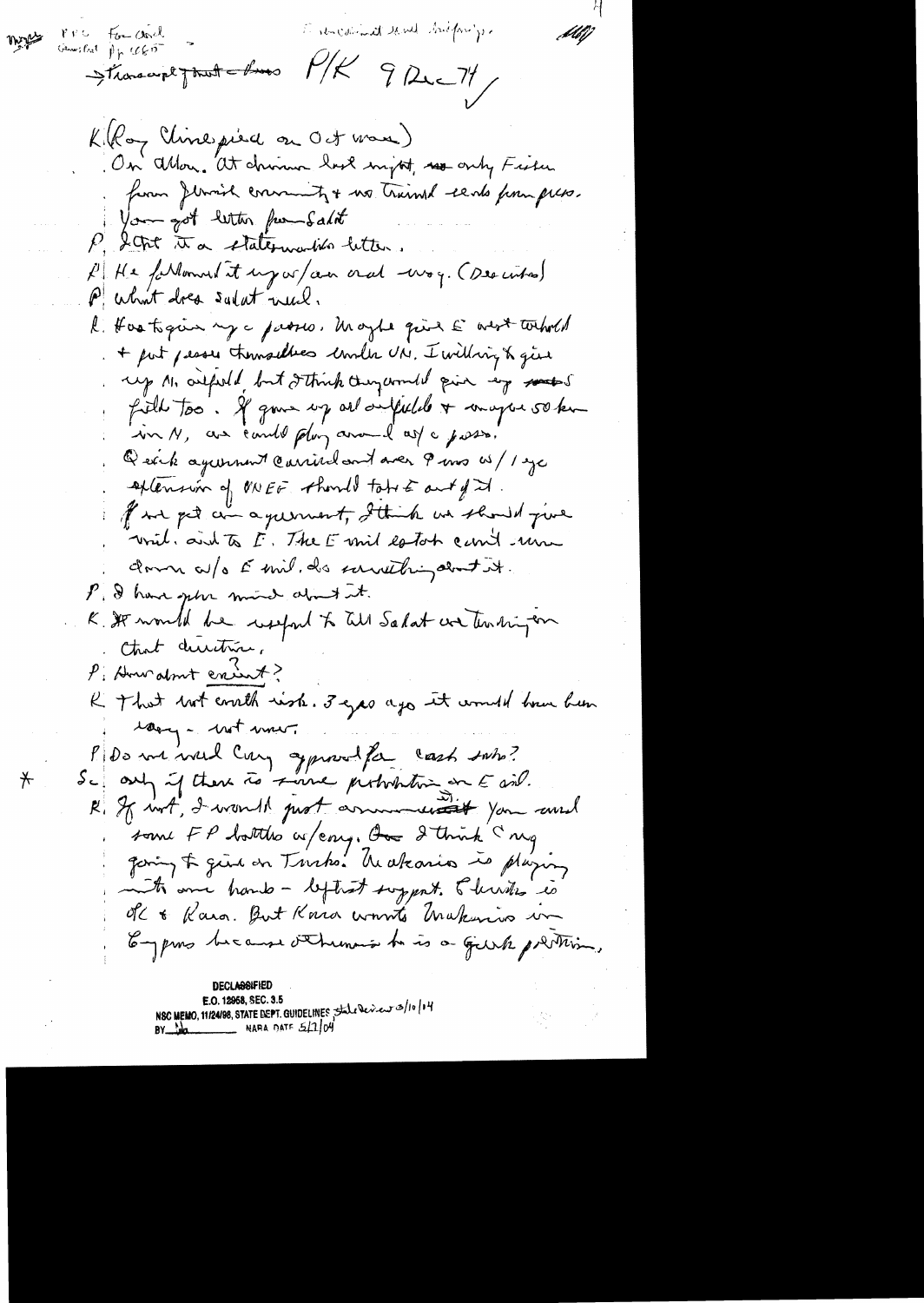Transcript that – Pres P/K 9 Dec 74

K (Roy Atherton ... Cline pissed on Oct war)

On Allon. At dinner last night, only Fisher from Jewish community & no Travel e... from press.

You got letter from Sadat

P. I think it a statesmanlike letter.

P. He followed it up w/an oral msg. (Describes)

P. What does Sadat need.

K. Has to gain by c passes. Maybe give E west to hold & put passes themselves under UN. I willing to give up Ab oilfield but I think they would give up oil fields too. If gave up oil oilfields & maybe 50 km in N, we could play around w/c pass.

Quick agreement carried out over 9 mos w/1 yr extension of UNEF should take E out of it.

If we get an agreement, I think we should give mil. aid to E. The E mil establishment can't run down w/o E mil. do something about it.

P. I have open mind about it.

K. It would be useful to tell Sadat we thinking in that direction.

P. How about excuse?

K. That not worth risk. 3 yrs ago it would have been easy – not now.

P. Do we need Cong approval for cash sale?

S. Only if there is some prohibition on E aid.

K. If not, I would just announce it. You could have some FP battles w/Cong. But I think Cong going to give in on Turks. Makarios is playing into our hands – left support. Clerides is ok & Kara. But Kara wants Makarios in Cyprus because otherwise he is a Greek politician.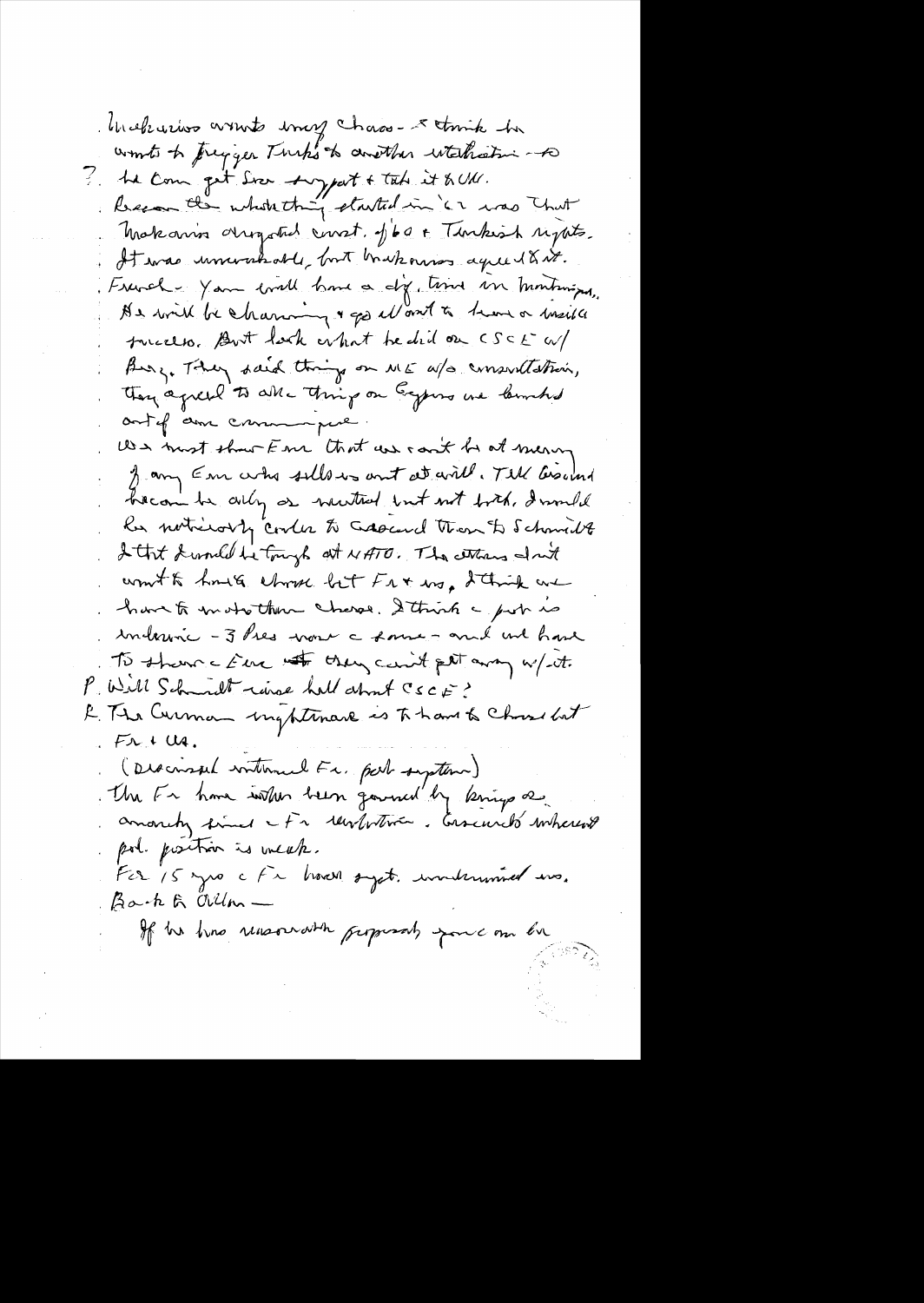Makarios wants only chaos – I think he wants to trigger Turks to another interaction – so
?. he can get Soviet support & take it to UN.
Reason the whole thing started in '62 was that Makarios abrogated const. of '60 & Turkish rights. It was unworkable, but Makarios agreed to it.
French – You will have a diff. time in Martinique. He will be charming & go all out to have a visible success. But look what he did on CSCE w/ Brezhnev. They said things on ME w/o consultation, they agreed to all things on Cyprus we knocked out of our communique.
We must show Eur that we can't be at mercy of any Eur who sells us out at will. Tell Giscard he can be ally or neutral but not both. I would be particularly careful to Giscard then to Schmidt & that I would be tough at NATO. The others don't want to have to choose but Fr & us, I think we have to make them choose. I think a push is underway – 3 Pres now c same – and we have to show c Eur they can't get away w/ it.
P. Will Schmidt raise hell about CSCE?
K. The German nightmare is to have to choose but Fr & US.
(Discussed internal Fr. pol system)
The Fr have never been governed by kings or anarchy since c Fr revolution. Giscard's inherent pol. position is weak.
For 15 yrs c Fr hvy syst. undermined us.
Back to Allon –
If he has reasonable proposals give c one he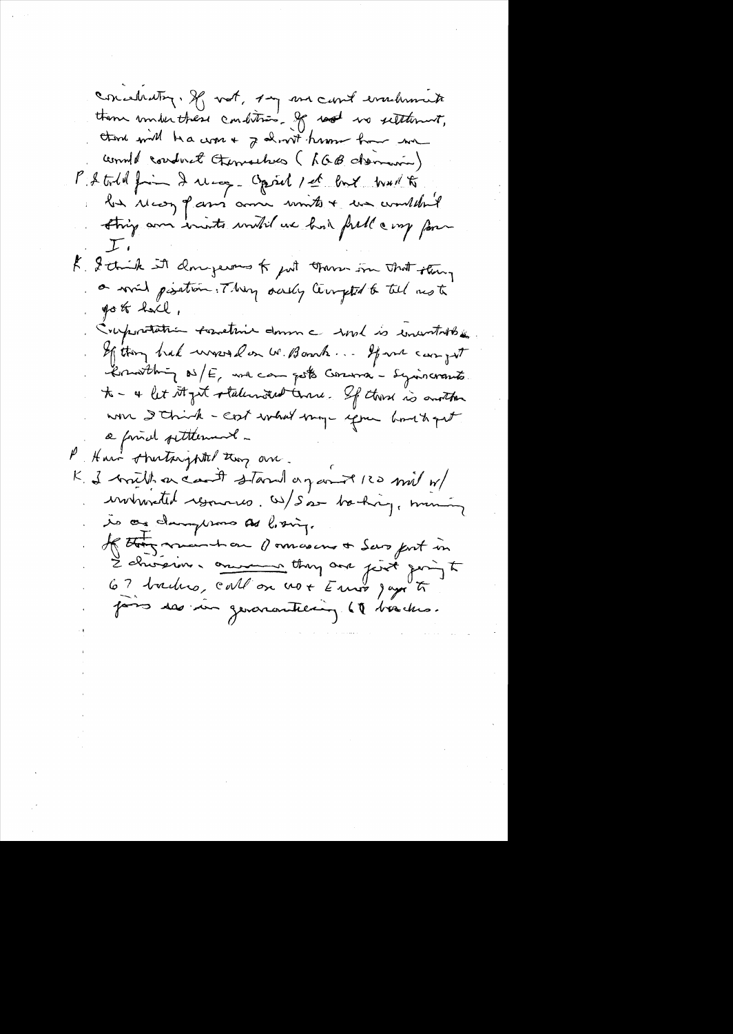conciliatory. If not, they can't evacuate them under these conditions. If and no settlement, there will be a war + I don't know how we would conduct ourselves (KGB chairman)

P. I told him I was Op'd 1st but had to be wary of our own units + we wouldn't strip our units until we had full crisis for

I.

K. I think it dangerous to put them in that sort of a vital position. They easily tempted to tell us to go to hell.

Confrontation somewhere down the road is inevitable. If they had moved on W. Bank... If we can get something on S/E, we can go to Geneva – Syria wants to – + let it get stalemated there. If there is another war I think – cost what may – if we have to get a final settlement –

P. How shortsighted they are.

K. I think we can't stand against 120 mil w/ unlimited resources. W/Sov backing, money is as dangerous as losing.

If they want a Damascus + Suez put in 2 division, assume they are just going to 67 borders, call on US + Europe [?] to join us in guaranteeing 67 borders.